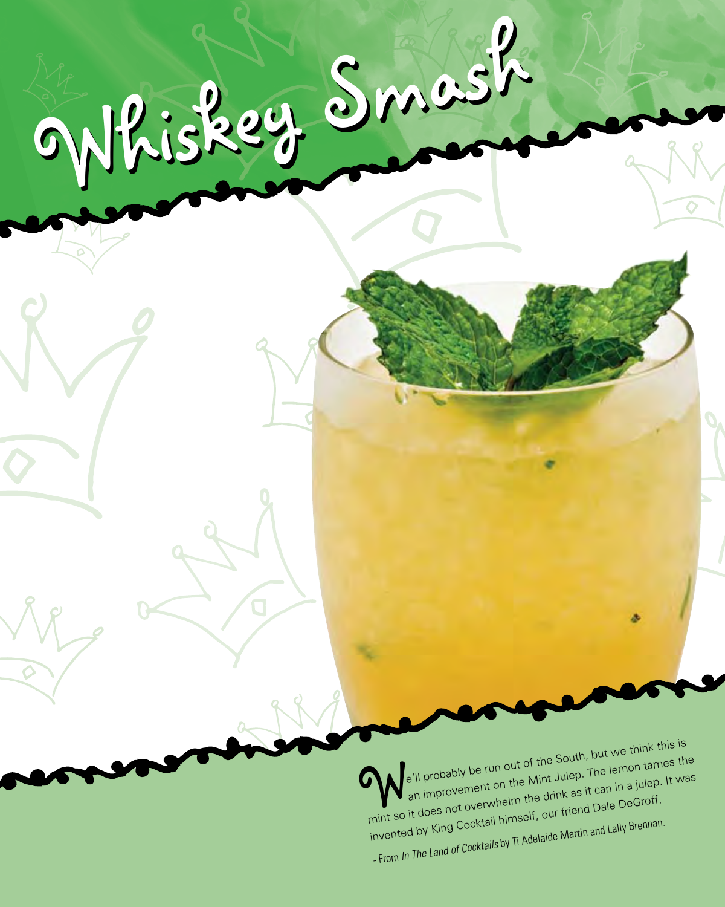# Whiskey Smash

We'll probably be run out of the South, but we think this is an improvement on the Mint Julep. The lemon tames the mint so it does not overwhelm the drink as it can in a julep. It was invented by King Cocktail himself, our friend Dale DeGroff.

- From *In The Land of Cocktails* by Ti Adelaide Martin and Lally Brennan.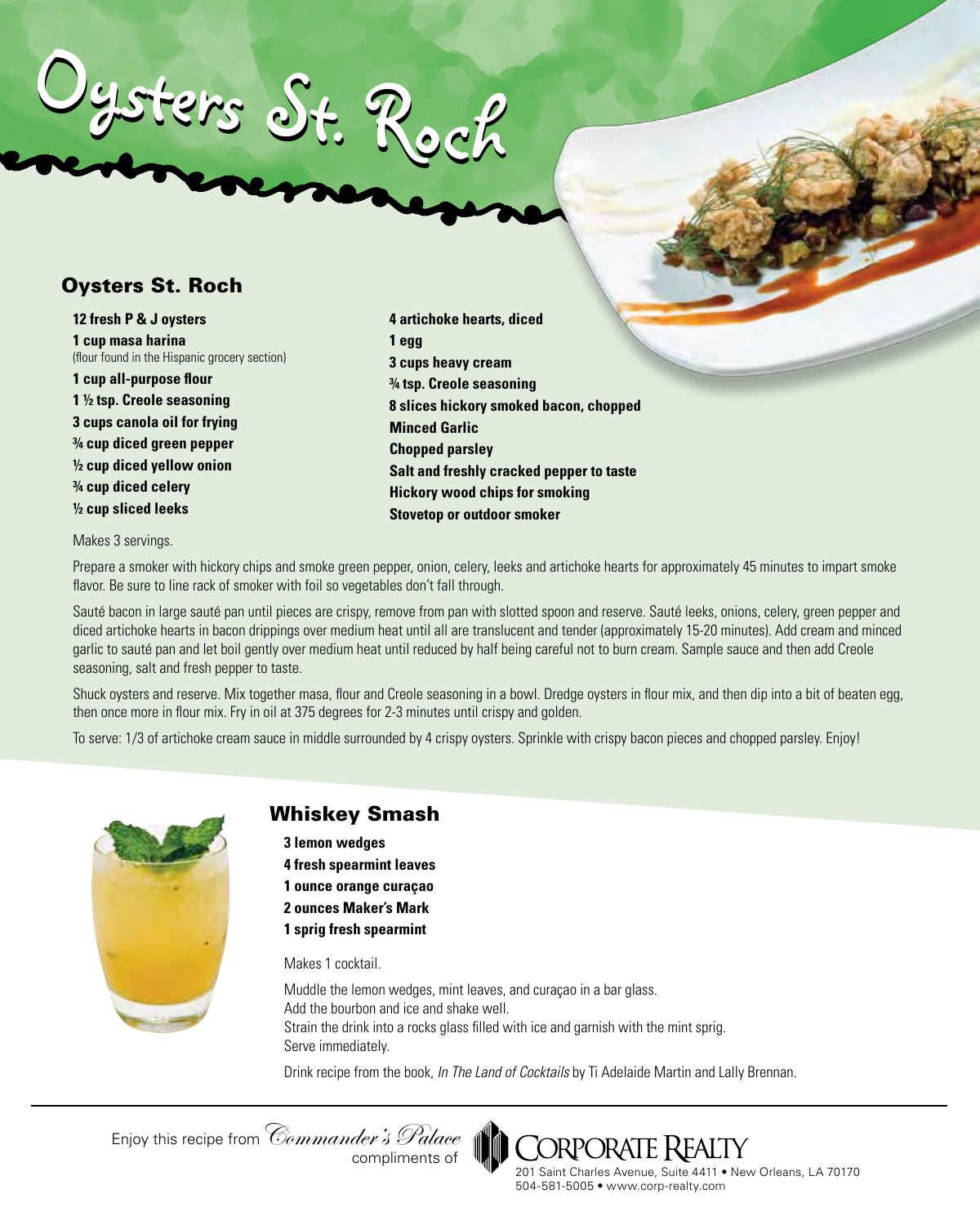# Oysters St. Roch

## Oysters St. Roch

**12 fresh P & J oysters**
**1 cup masa harina**
(flour found in the Hispanic grocery section)
**1 cup all-purpose flour**
**1 ½ tsp. Creole seasoning**
**3 cups canola oil for frying**
**¾ cup diced green pepper**
**½ cup diced yellow onion**
**¾ cup diced celery**
**½ cup sliced leeks**
**4 artichoke hearts, diced**
**1 egg**
**3 cups heavy cream**
**¾ tsp. Creole seasoning**
**8 slices hickory smoked bacon, chopped**
**Minced Garlic**
**Chopped parsley**
**Salt and freshly cracked pepper to taste**
**Hickory wood chips for smoking**
**Stovetop or outdoor smoker**

Makes 3 servings.

Prepare a smoker with hickory chips and smoke green pepper, onion, celery, leeks and artichoke hearts for approximately 45 minutes to impart smoke flavor. Be sure to line rack of smoker with foil so vegetables don't fall through.

Sauté bacon in large sauté pan until pieces are crispy, remove from pan with slotted spoon and reserve. Sauté leeks, onions, celery, green pepper and diced artichoke hearts in bacon drippings over medium heat until all are translucent and tender (approximately 15-20 minutes). Add cream and minced garlic to sauté pan and let boil gently over medium heat until reduced by half being careful not to burn cream. Sample sauce and then add Creole seasoning, salt and fresh pepper to taste.

Shuck oysters and reserve. Mix together masa, flour and Creole seasoning in a bowl. Dredge oysters in flour mix, and then dip into a bit of beaten egg, then once more in flour mix. Fry in oil at 375 degrees for 2-3 minutes until crispy and golden.

To serve: 1/3 of artichoke cream sauce in middle surrounded by 4 crispy oysters. Sprinkle with crispy bacon pieces and chopped parsley. Enjoy!

## Whiskey Smash

**3 lemon wedges**
**4 fresh spearmint leaves**
**1 ounce orange curaçao**
**2 ounces Maker's Mark**
**1 sprig fresh spearmint**

Makes 1 cocktail.

Muddle the lemon wedges, mint leaves, and curaçao in a bar glass.
Add the bourbon and ice and shake well.
Strain the drink into a rocks glass filled with ice and garnish with the mint sprig.
Serve immediately.

Drink recipe from the book, *In The Land of Cocktails* by Ti Adelaide Martin and Lally Brennan.

---

Enjoy this recipe from *Commander's Palace* compliments of Corporate Realty
201 Saint Charles Avenue, Suite 4411 • New Orleans, LA 70170
504-581-5005 • www.corp-realty.com